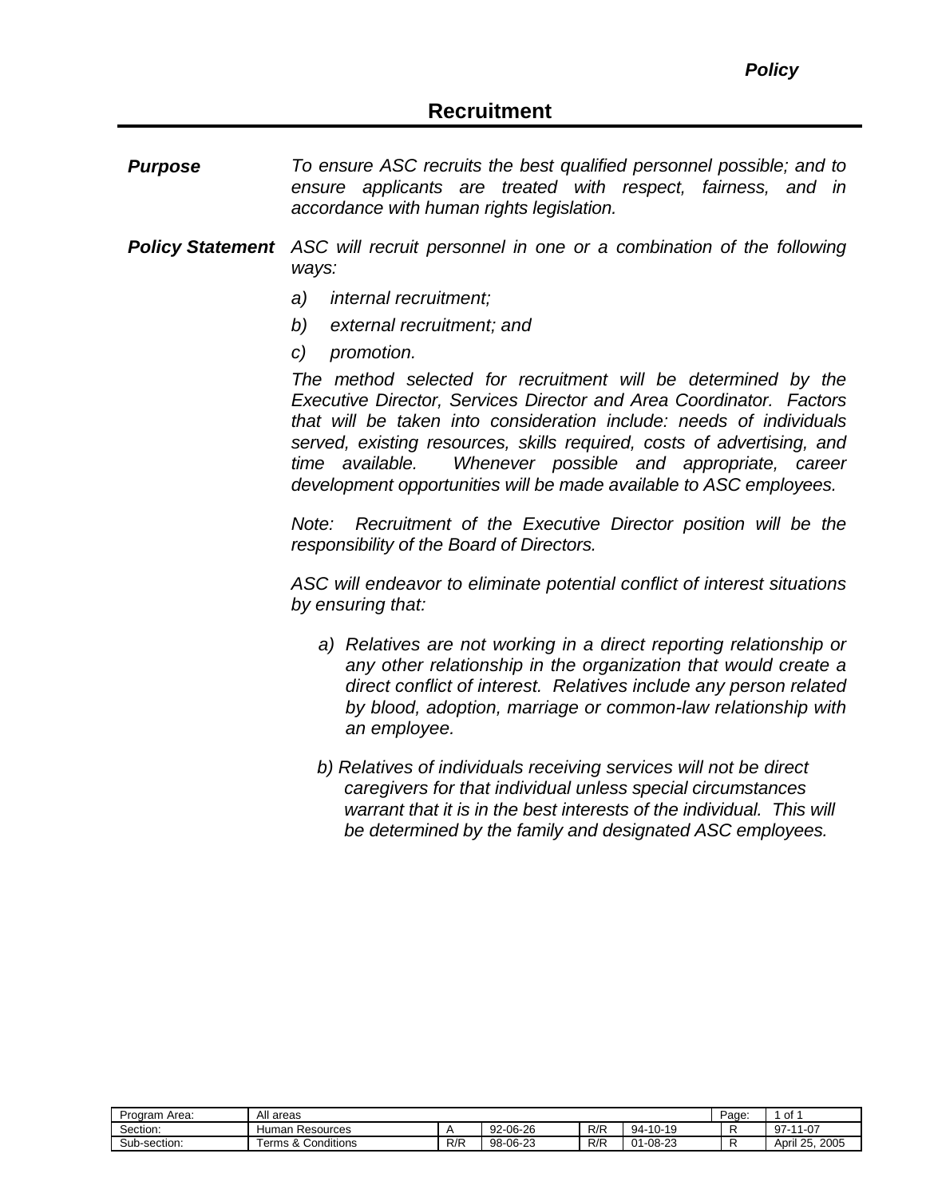*Policy*

# Recruitment

***Purpose***

*To ensure ASC recruits the best qualified personnel possible; and to ensure applicants are treated with respect, fairness, and in accordance with human rights legislation.*

***Policy Statement***

*ASC will recruit personnel in one or a combination of the following ways:*

*a) internal recruitment;*

*b) external recruitment; and*

*c) promotion.*

*The method selected for recruitment will be determined by the Executive Director, Services Director and Area Coordinator. Factors that will be taken into consideration include: needs of individuals served, existing resources, skills required, costs of advertising, and time available. Whenever possible and appropriate, career development opportunities will be made available to ASC employees.*

*Note: Recruitment of the Executive Director position will be the responsibility of the Board of Directors.*

*ASC will endeavor to eliminate potential conflict of interest situations by ensuring that:*

*a) Relatives are not working in a direct reporting relationship or any other relationship in the organization that would create a direct conflict of interest. Relatives include any person related by blood, adoption, marriage or common-law relationship with an employee.*

*b) Relatives of individuals receiving services will not be direct caregivers for that individual unless special circumstances warrant that it is in the best interests of the individual. This will be determined by the family and designated ASC employees.*

| Program Area: | All areas | | | | | Page: | 1 of 1 |
|---|---|---|---|---|---|---|---|
| Section: | Human Resources | A | 92-06-26 | R/R | 94-10-19 | R | 97-11-07 |
| Sub-section: | Terms & Conditions | R/R | 98-06-23 | R/R | 01-08-23 | R | April 25, 2005 |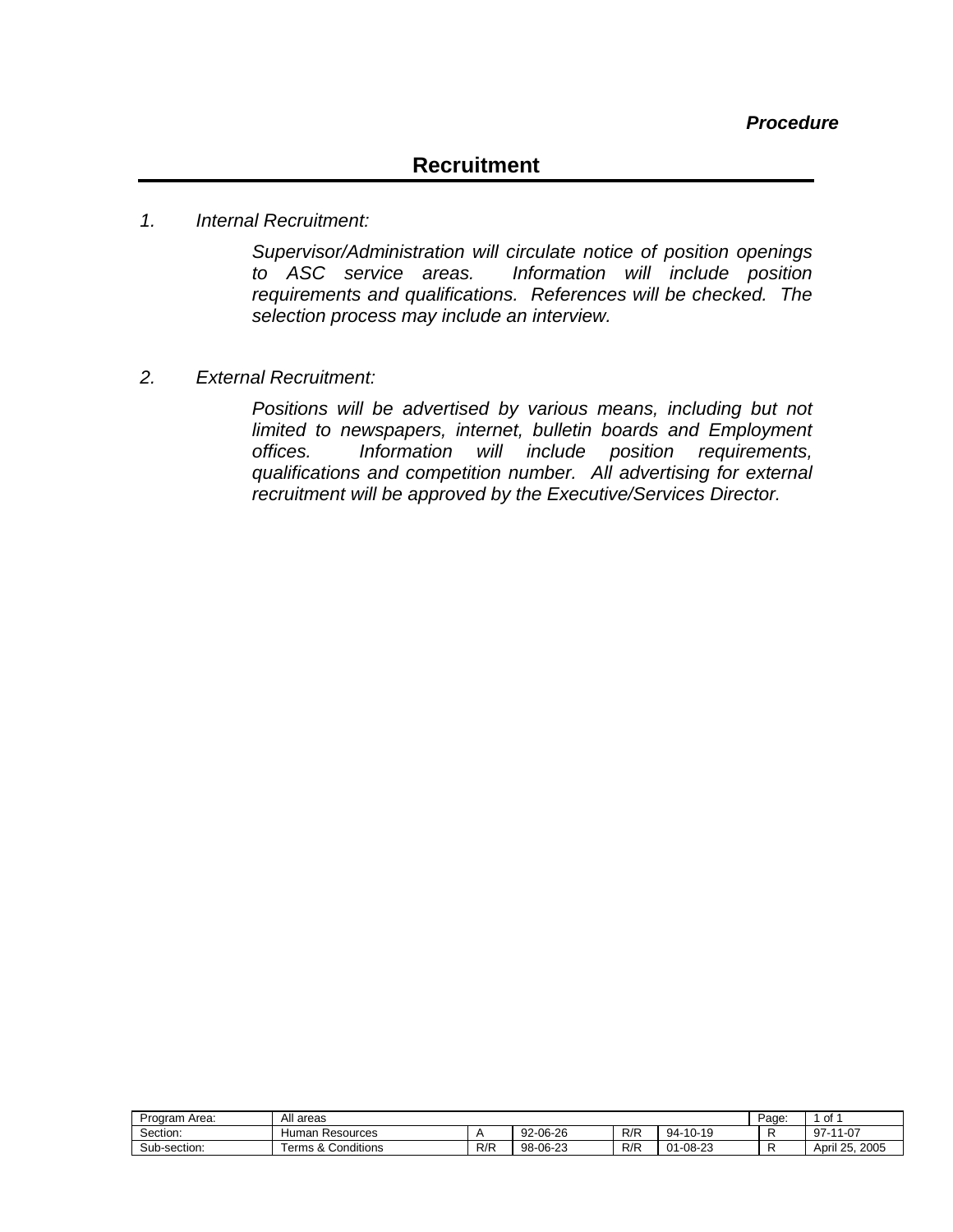*Procedure*

# Recruitment

1. *Internal Recruitment:*

   *Supervisor/Administration will circulate notice of position openings to ASC service areas. Information will include position requirements and qualifications. References will be checked. The selection process may include an interview.*

2. *External Recruitment:*

   *Positions will be advertised by various means, including but not limited to newspapers, internet, bulletin boards and Employment offices. Information will include position requirements, qualifications and competition number. All advertising for external recruitment will be approved by the Executive/Services Director.*

| | | | | | | | |
|---|---|---|---|---|---|---|---|
| Program Area: | All areas | | | | | Page: | 1 of 1 |
| Section: | Human Resources | A | 92-06-26 | R/R | 94-10-19 | R | 97-11-07 |
| Sub-section: | Terms & Conditions | R/R | 98-06-23 | R/R | 01-08-23 | R | April 25, 2005 |